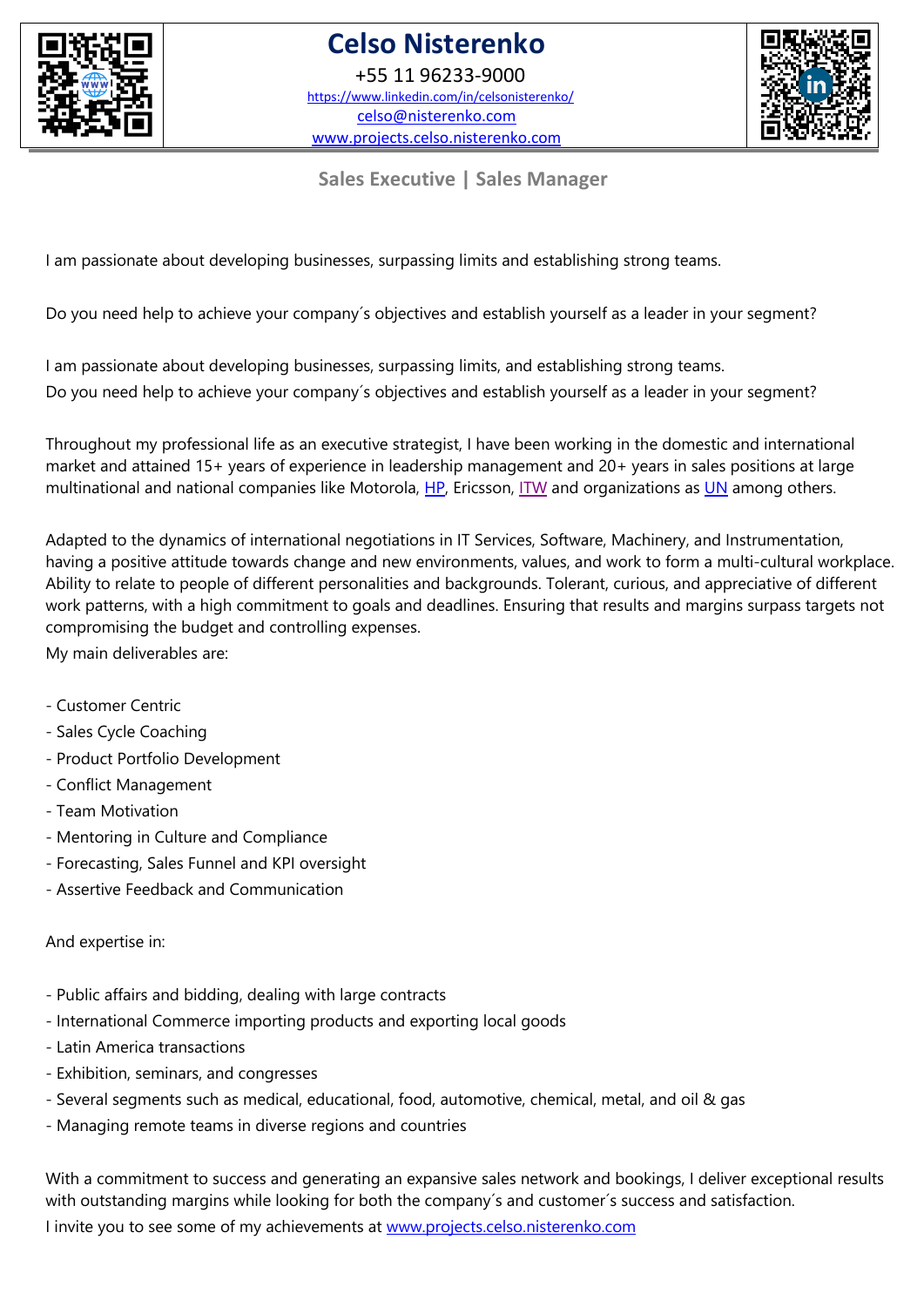# Celso Nisterenko

+55 11 96233-9000
https://www.linkedin.com/in/celsonisterenko/
celso@nisterenko.com
www.projects.celso.nisterenko.com

## Sales Executive | Sales Manager

I am passionate about developing businesses, surpassing limits and establishing strong teams.

Do you need help to achieve your company´s objectives and establish yourself as a leader in your segment?

I am passionate about developing businesses, surpassing limits, and establishing strong teams.
Do you need help to achieve your company´s objectives and establish yourself as a leader in your segment?

Throughout my professional life as an executive strategist, I have been working in the domestic and international market and attained 15+ years of experience in leadership management and 20+ years in sales positions at large multinational and national companies like Motorola, HP, Ericsson, ITW and organizations as UN among others.

Adapted to the dynamics of international negotiations in IT Services, Software, Machinery, and Instrumentation, having a positive attitude towards change and new environments, values, and work to form a multi-cultural workplace. Ability to relate to people of different personalities and backgrounds. Tolerant, curious, and appreciative of different work patterns, with a high commitment to goals and deadlines. Ensuring that results and margins surpass targets not compromising the budget and controlling expenses.
My main deliverables are:

- Customer Centric
- Sales Cycle Coaching
- Product Portfolio Development
- Conflict Management
- Team Motivation
- Mentoring in Culture and Compliance
- Forecasting, Sales Funnel and KPI oversight
- Assertive Feedback and Communication

And expertise in:

- Public affairs and bidding, dealing with large contracts
- International Commerce importing products and exporting local goods
- Latin America transactions
- Exhibition, seminars, and congresses
- Several segments such as medical, educational, food, automotive, chemical, metal, and oil & gas
- Managing remote teams in diverse regions and countries

With a commitment to success and generating an expansive sales network and bookings, I deliver exceptional results with outstanding margins while looking for both the company´s and customer´s success and satisfaction.
I invite you to see some of my achievements at www.projects.celso.nisterenko.com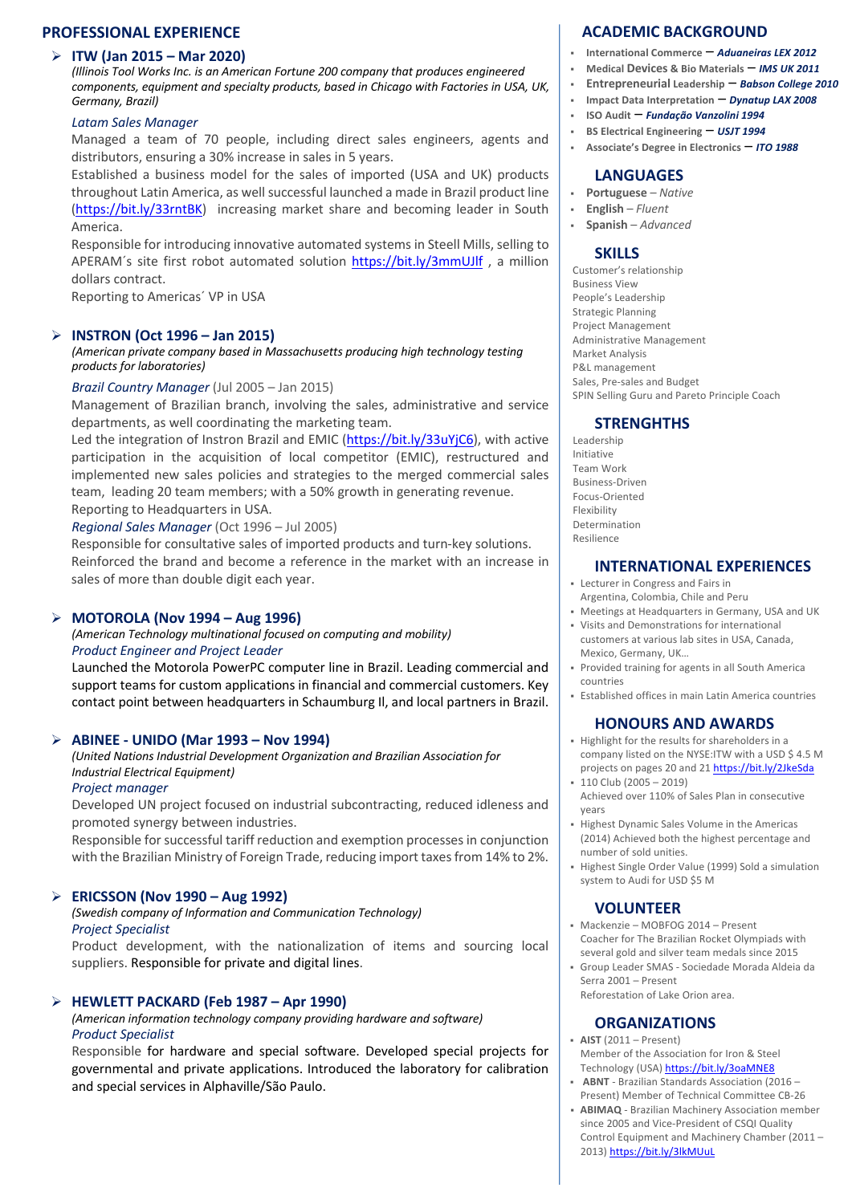## PROFESSIONAL EXPERIENCE

### ITW (Jan 2015 – Mar 2020)

*(Illinois Tool Works Inc. is an American Fortune 200 company that produces engineered components, equipment and specialty products, based in Chicago with Factories in USA, UK, Germany, Brazil)*

*Latam Sales Manager*

Managed a team of 70 people, including direct sales engineers, agents and distributors, ensuring a 30% increase in sales in 5 years.

Established a business model for the sales of imported (USA and UK) products throughout Latin America, as well successful launched a made in Brazil product line (https://bit.ly/33rntBK) increasing market share and becoming leader in South America.

Responsible for introducing innovative automated systems in Steell Mills, selling to APERAM´s site first robot automated solution https://bit.ly/3mmUJlf , a million dollars contract.

Reporting to Americas´ VP in USA

### INSTRON (Oct 1996 – Jan 2015)

*(American private company based in Massachusetts producing high technology testing products for laboratories)*

*Brazil Country Manager* (Jul 2005 – Jan 2015)

Management of Brazilian branch, involving the sales, administrative and service departments, as well coordinating the marketing team.

Led the integration of Instron Brazil and EMIC (https://bit.ly/33uYjC6), with active participation in the acquisition of local competitor (EMIC), restructured and implemented new sales policies and strategies to the merged commercial sales team, leading 20 team members; with a 50% growth in generating revenue.

Reporting to Headquarters in USA.

*Regional Sales Manager* (Oct 1996 – Jul 2005)

Responsible for consultative sales of imported products and turn-key solutions. Reinforced the brand and become a reference in the market with an increase in sales of more than double digit each year.

### MOTOROLA (Nov 1994 – Aug 1996)

*(American Technology multinational focused on computing and mobility)*

*Product Engineer and Project Leader*

Launched the Motorola PowerPC computer line in Brazil. Leading commercial and support teams for custom applications in financial and commercial customers. Key contact point between headquarters in Schaumburg Il, and local partners in Brazil.

### ABINEE - UNIDO (Mar 1993 – Nov 1994)

*(United Nations Industrial Development Organization and Brazilian Association for Industrial Electrical Equipment)*

*Project manager*

Developed UN project focused on industrial subcontracting, reduced idleness and promoted synergy between industries.

Responsible for successful tariff reduction and exemption processes in conjunction with the Brazilian Ministry of Foreign Trade, reducing import taxes from 14% to 2%.

### ERICSSON (Nov 1990 – Aug 1992)

*(Swedish company of Information and Communication Technology)*

*Project Specialist*

Product development, with the nationalization of items and sourcing local suppliers. Responsible for private and digital lines.

### HEWLETT PACKARD (Feb 1987 – Apr 1990)

*(American information technology company providing hardware and software)*

*Product Specialist*

Responsible for hardware and special software. Developed special projects for governmental and private applications. Introduced the laboratory for calibration and special services in Alphaville/São Paulo.

## ACADEMIC BACKGROUND

- **International Commerce** – ***Aduaneiras LEX 2012***
- **Medical Devices & Bio Materials** – ***IMS UK 2011***
- **Entrepreneurial Leadership** – ***Babson College 2010***
- **Impact Data Interpretation** – ***Dynatup LAX 2008***
- **ISO Audit** – ***Fundação Vanzolini 1994***
- **BS Electrical Engineering** – ***USJT 1994***
- **Associate's Degree in Electronics** – ***ITO 1988***

## LANGUAGES

- **Portuguese** – *Native*
- **English** – *Fluent*
- **Spanish** – *Advanced*

## SKILLS

Customer's relationship
Business View
People's Leadership
Strategic Planning
Project Management
Administrative Management
Market Analysis
P&L management
Sales, Pre-sales and Budget
SPIN Selling Guru and Pareto Principle Coach

## STRENGHTHS

Leadership
Initiative
Team Work
Business-Driven
Focus-Oriented
Flexibility
Determination
Resilience

## INTERNATIONAL EXPERIENCES

- Lecturer in Congress and Fairs in Argentina, Colombia, Chile and Peru
- Meetings at Headquarters in Germany, USA and UK
- Visits and Demonstrations for international customers at various lab sites in USA, Canada, Mexico, Germany, UK…
- Provided training for agents in all South America countries
- Established offices in main Latin America countries

## HONOURS AND AWARDS

- Highlight for the results for shareholders in a company listed on the NYSE:ITW with a USD $ 4.5 M projects on pages 20 and 21 https://bit.ly/2JkeSda
- 110 Club (2005 – 2019)
  Achieved over 110% of Sales Plan in consecutive years
- Highest Dynamic Sales Volume in the Americas (2014) Achieved both the highest percentage and number of sold unities.
- Highest Single Order Value (1999) Sold a simulation system to Audi for USD $5 M

## VOLUNTEER

- Mackenzie – MOBFOG 2014 – Present
  Coacher for The Brazilian Rocket Olympiads with several gold and silver team medals since 2015
- Group Leader SMAS - Sociedade Morada Aldeia da Serra 2001 – Present
  Reforestation of Lake Orion area.

## ORGANIZATIONS

- **AIST** (2011 – Present)
  Member of the Association for Iron & Steel Technology (USA) https://bit.ly/3oaMNE8
- **ABNT** - Brazilian Standards Association (2016 – Present) Member of Technical Committee CB-26
- **ABIMAQ** - Brazilian Machinery Association member since 2005 and Vice-President of CSQI Quality Control Equipment and Machinery Chamber (2011 – 2013) https://bit.ly/3lkMUuL